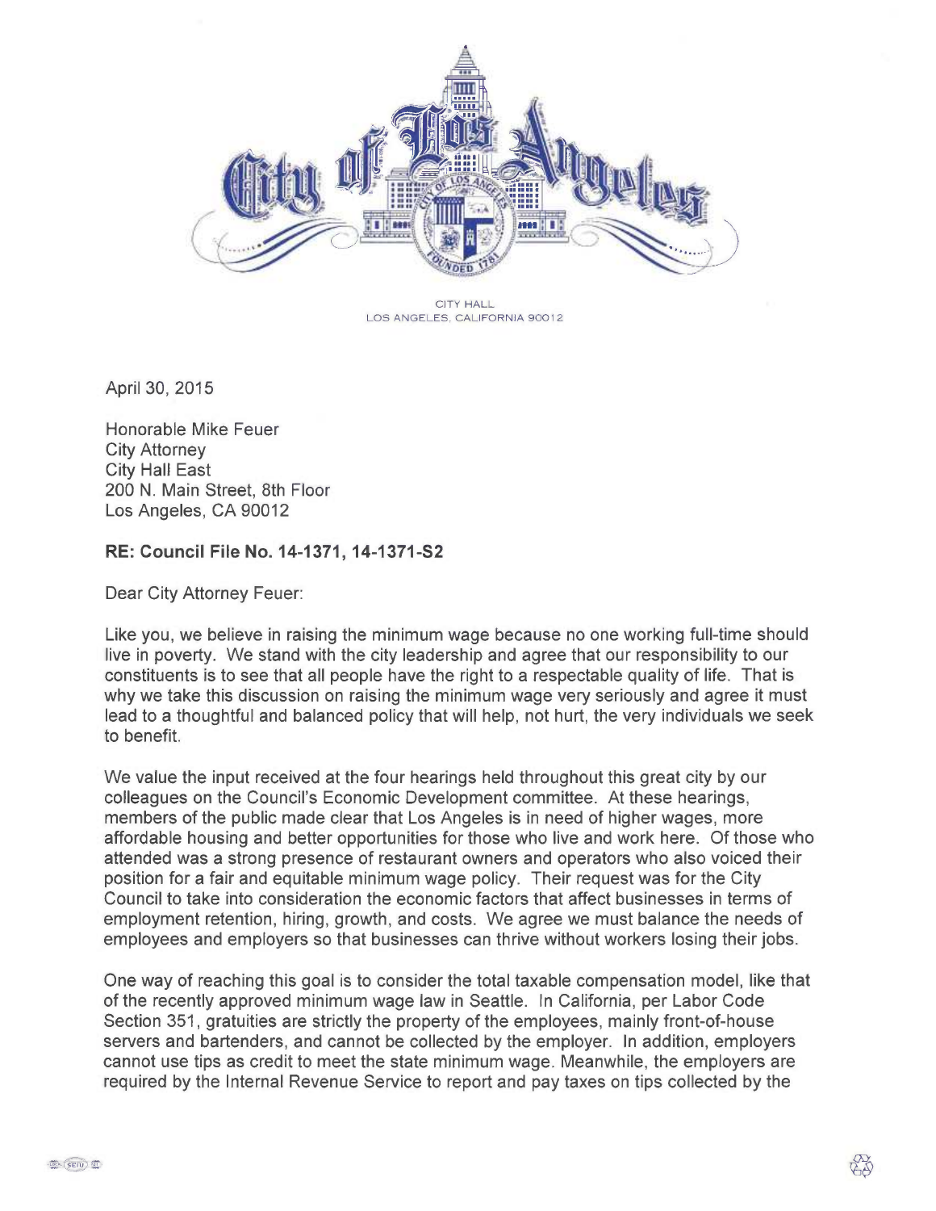CITY HALL
LOS ANGELES, CALIFORNIA 90012

April 30, 2015

Honorable Mike Feuer
City Attorney
City Hall East
200 N. Main Street, 8th Floor
Los Angeles, CA 90012

**RE: Council File No. 14-1371, 14-1371-S2**

Dear City Attorney Feuer:

Like you, we believe in raising the minimum wage because no one working full-time should live in poverty. We stand with the city leadership and agree that our responsibility to our constituents is to see that all people have the right to a respectable quality of life. That is why we take this discussion on raising the minimum wage very seriously and agree it must lead to a thoughtful and balanced policy that will help, not hurt, the very individuals we seek to benefit.

We value the input received at the four hearings held throughout this great city by our colleagues on the Council's Economic Development committee. At these hearings, members of the public made clear that Los Angeles is in need of higher wages, more affordable housing and better opportunities for those who live and work here. Of those who attended was a strong presence of restaurant owners and operators who also voiced their position for a fair and equitable minimum wage policy. Their request was for the City Council to take into consideration the economic factors that affect businesses in terms of employment retention, hiring, growth, and costs. We agree we must balance the needs of employees and employers so that businesses can thrive without workers losing their jobs.

One way of reaching this goal is to consider the total taxable compensation model, like that of the recently approved minimum wage law in Seattle. In California, per Labor Code Section 351, gratuities are strictly the property of the employees, mainly front-of-house servers and bartenders, and cannot be collected by the employer. In addition, employers cannot use tips as credit to meet the state minimum wage. Meanwhile, the employers are required by the Internal Revenue Service to report and pay taxes on tips collected by the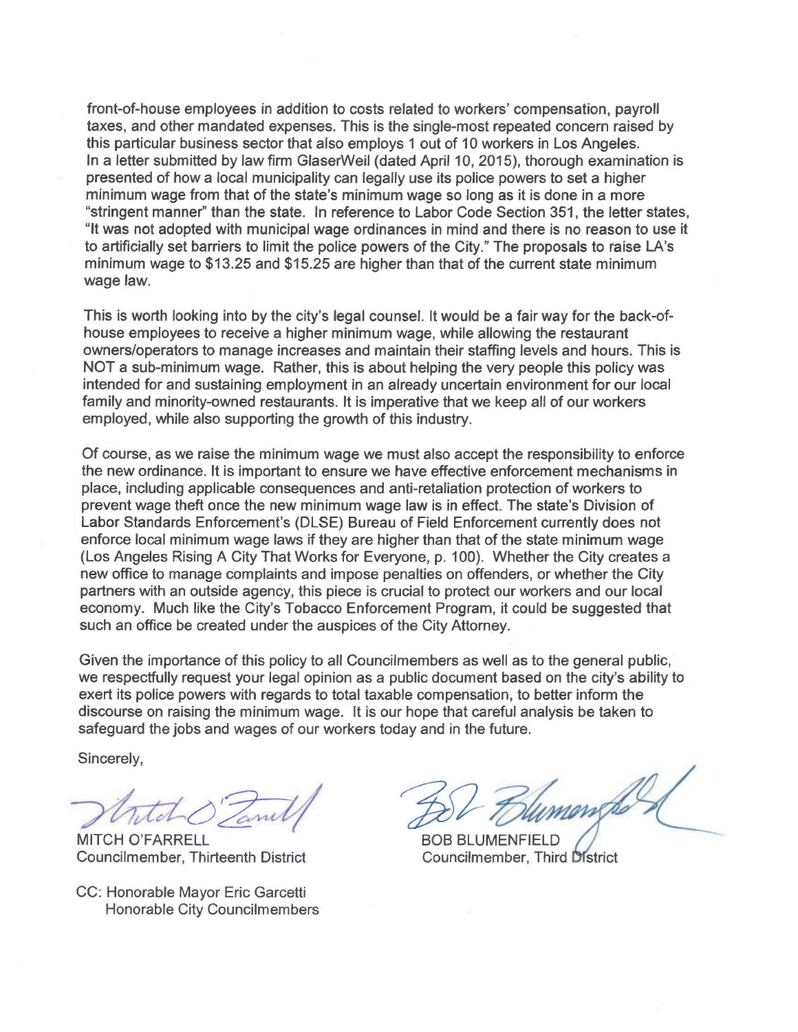front-of-house employees in addition to costs related to workers' compensation, payroll taxes, and other mandated expenses. This is the single-most repeated concern raised by this particular business sector that also employs 1 out of 10 workers in Los Angeles.
In a letter submitted by law firm GlaserWeil (dated April 10, 2015), thorough examination is presented of how a local municipality can legally use its police powers to set a higher minimum wage from that of the state's minimum wage so long as it is done in a more "stringent manner" than the state. In reference to Labor Code Section 351, the letter states, "It was not adopted with municipal wage ordinances in mind and there is no reason to use it to artificially set barriers to limit the police powers of the City." The proposals to raise LA's minimum wage to $13.25 and $15.25 are higher than that of the current state minimum wage law.

This is worth looking into by the city's legal counsel. It would be a fair way for the back-of-house employees to receive a higher minimum wage, while allowing the restaurant owners/operators to manage increases and maintain their staffing levels and hours. This is NOT a sub-minimum wage. Rather, this is about helping the very people this policy was intended for and sustaining employment in an already uncertain environment for our local family and minority-owned restaurants. It is imperative that we keep all of our workers employed, while also supporting the growth of this industry.

Of course, as we raise the minimum wage we must also accept the responsibility to enforce the new ordinance. It is important to ensure we have effective enforcement mechanisms in place, including applicable consequences and anti-retaliation protection of workers to prevent wage theft once the new minimum wage law is in effect. The state's Division of Labor Standards Enforcement's (DLSE) Bureau of Field Enforcement currently does not enforce local minimum wage laws if they are higher than that of the state minimum wage (Los Angeles Rising A City That Works for Everyone, p. 100). Whether the City creates a new office to manage complaints and impose penalties on offenders, or whether the City partners with an outside agency, this piece is crucial to protect our workers and our local economy. Much like the City's Tobacco Enforcement Program, it could be suggested that such an office be created under the auspices of the City Attorney.

Given the importance of this policy to all Councilmembers as well as to the general public, we respectfully request your legal opinion as a public document based on the city's ability to exert its police powers with regards to total taxable compensation, to better inform the discourse on raising the minimum wage. It is our hope that careful analysis be taken to safeguard the jobs and wages of our workers today and in the future.

Sincerely,

MITCH O'FARRELL
Councilmember, Thirteenth District

BOB BLUMENFIELD
Councilmember, Third District

CC: Honorable Mayor Eric Garcetti
Honorable City Councilmembers